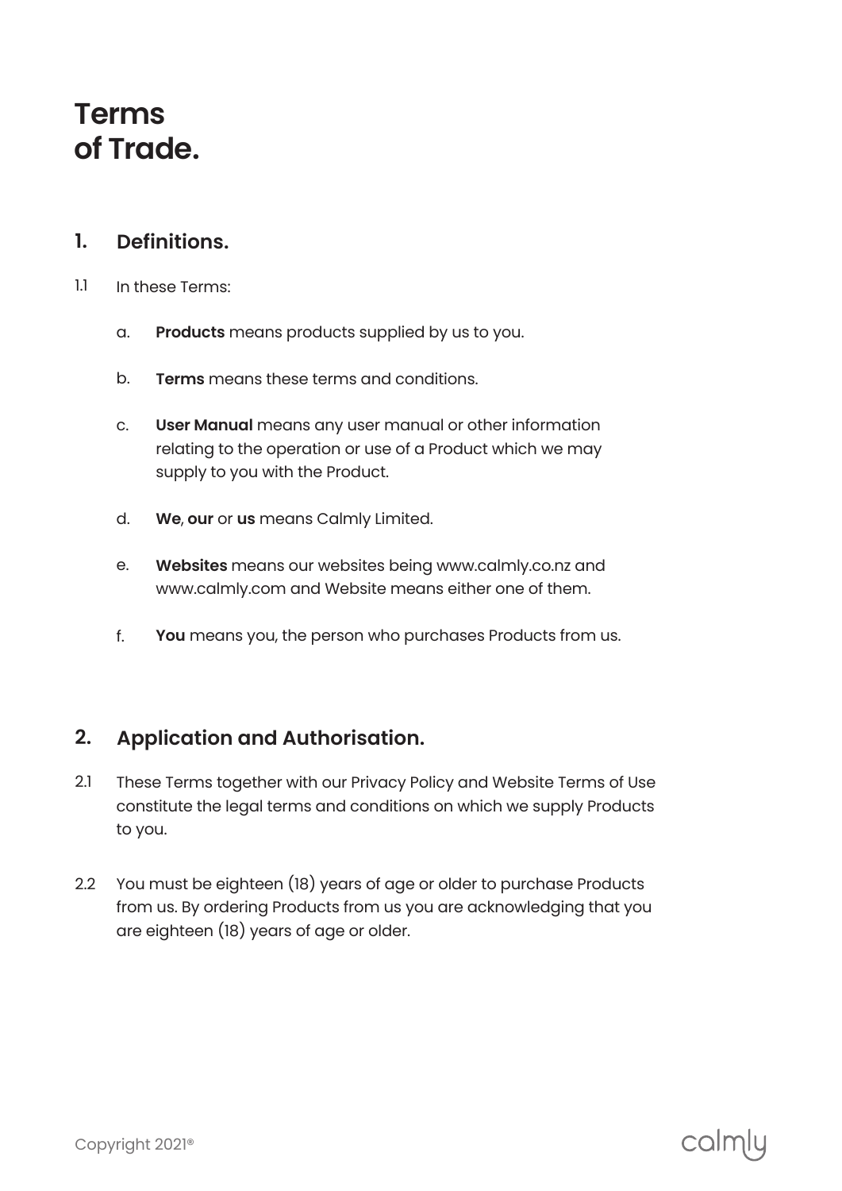# Terms of Trade.

## 1. Definitions.

1.1 In these Terms:

a. **Products** means products supplied by us to you.

b. **Terms** means these terms and conditions.

c. **User Manual** means any user manual or other information relating to the operation or use of a Product which we may supply to you with the Product.

d. **We**, **our** or **us** means Calmly Limited.

e. **Websites** means our websites being www.calmly.co.nz and www.calmly.com and Website means either one of them.

f. **You** means you, the person who purchases Products from us.

## 2. Application and Authorisation.

2.1 These Terms together with our Privacy Policy and Website Terms of Use constitute the legal terms and conditions on which we supply Products to you.

2.2 You must be eighteen (18) years of age or older to purchase Products from us. By ordering Products from us you are acknowledging that you are eighteen (18) years of age or older.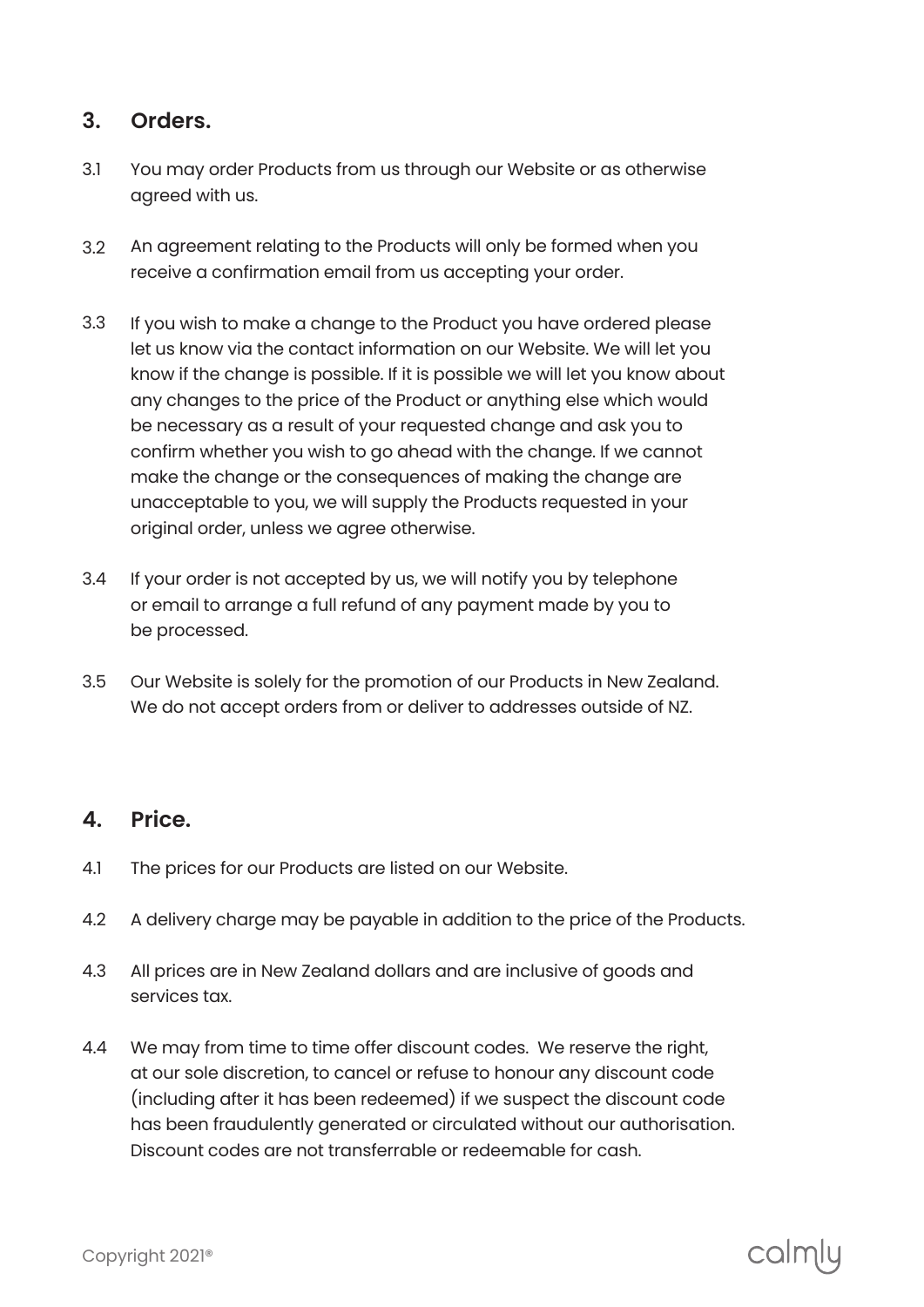## 3. Orders.

3.1 You may order Products from us through our Website or as otherwise agreed with us.

3.2 An agreement relating to the Products will only be formed when you receive a confirmation email from us accepting your order.

3.3 If you wish to make a change to the Product you have ordered please let us know via the contact information on our Website. We will let you know if the change is possible. If it is possible we will let you know about any changes to the price of the Product or anything else which would be necessary as a result of your requested change and ask you to confirm whether you wish to go ahead with the change. If we cannot make the change or the consequences of making the change are unacceptable to you, we will supply the Products requested in your original order, unless we agree otherwise.

3.4 If your order is not accepted by us, we will notify you by telephone or email to arrange a full refund of any payment made by you to be processed.

3.5 Our Website is solely for the promotion of our Products in New Zealand. We do not accept orders from or deliver to addresses outside of NZ.

## 4. Price.

4.1 The prices for our Products are listed on our Website.

4.2 A delivery charge may be payable in addition to the price of the Products.

4.3 All prices are in New Zealand dollars and are inclusive of goods and services tax.

4.4 We may from time to time offer discount codes. We reserve the right, at our sole discretion, to cancel or refuse to honour any discount code (including after it has been redeemed) if we suspect the discount code has been fraudulently generated or circulated without our authorisation. Discount codes are not transferrable or redeemable for cash.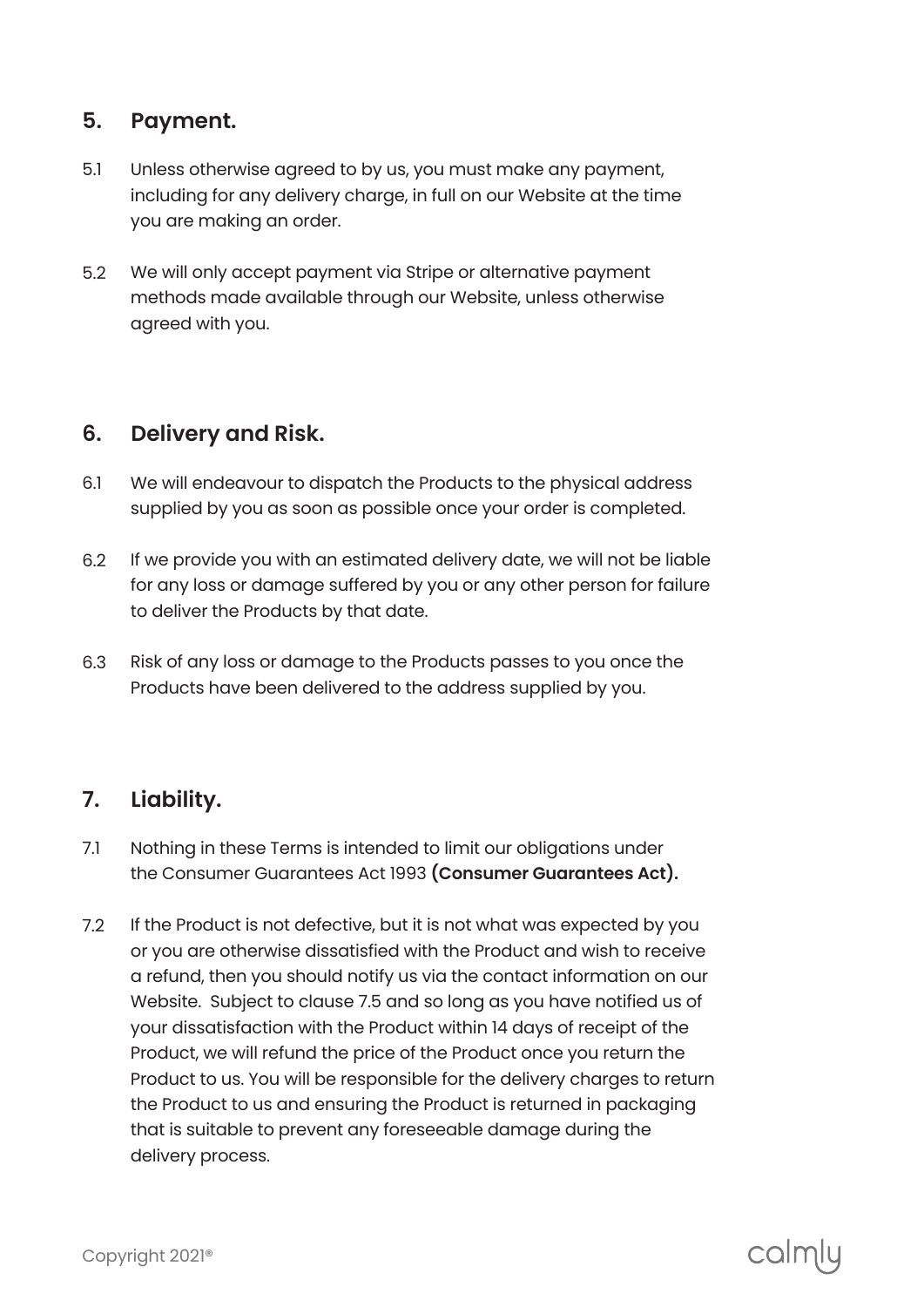## 5. Payment.

5.1 Unless otherwise agreed to by us, you must make any payment, including for any delivery charge, in full on our Website at the time you are making an order.

5.2 We will only accept payment via Stripe or alternative payment methods made available through our Website, unless otherwise agreed with you.

## 6. Delivery and Risk.

6.1 We will endeavour to dispatch the Products to the physical address supplied by you as soon as possible once your order is completed.

6.2 If we provide you with an estimated delivery date, we will not be liable for any loss or damage suffered by you or any other person for failure to deliver the Products by that date.

6.3 Risk of any loss or damage to the Products passes to you once the Products have been delivered to the address supplied by you.

## 7. Liability.

7.1 Nothing in these Terms is intended to limit our obligations under the Consumer Guarantees Act 1993 **(Consumer Guarantees Act).**

7.2 If the Product is not defective, but it is not what was expected by you or you are otherwise dissatisfied with the Product and wish to receive a refund, then you should notify us via the contact information on our Website. Subject to clause 7.5 and so long as you have notified us of your dissatisfaction with the Product within 14 days of receipt of the Product, we will refund the price of the Product once you return the Product to us. You will be responsible for the delivery charges to return the Product to us and ensuring the Product is returned in packaging that is suitable to prevent any foreseeable damage during the delivery process.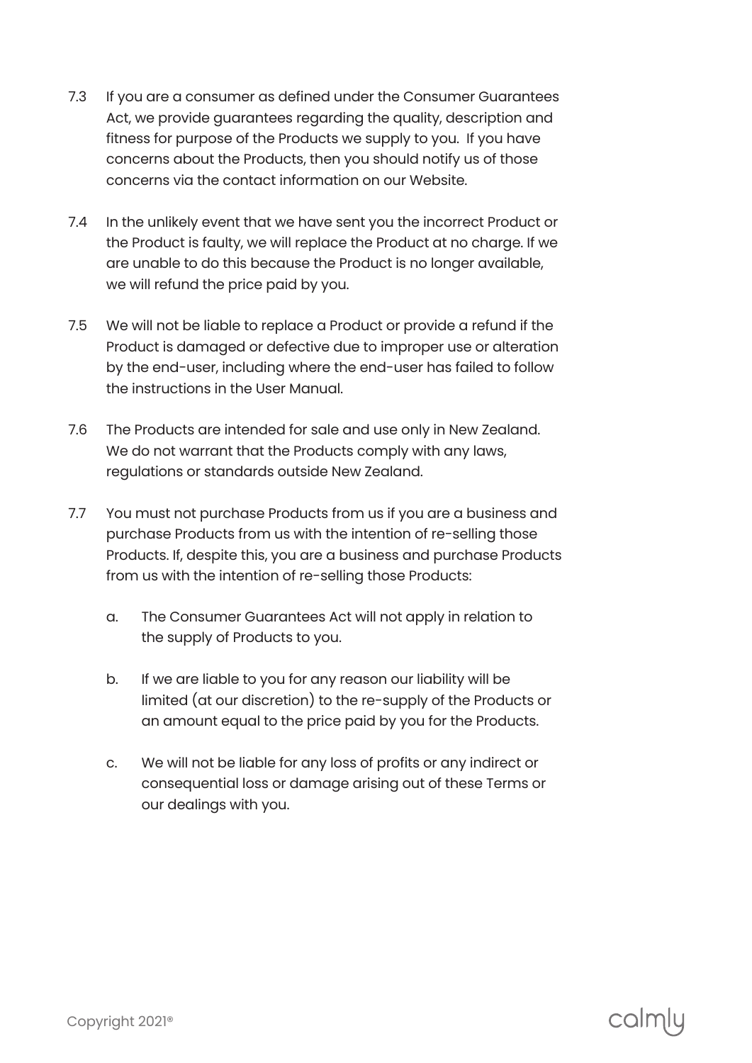7.3 If you are a consumer as defined under the Consumer Guarantees Act, we provide guarantees regarding the quality, description and fitness for purpose of the Products we supply to you. If you have concerns about the Products, then you should notify us of those concerns via the contact information on our Website.

7.4 In the unlikely event that we have sent you the incorrect Product or the Product is faulty, we will replace the Product at no charge. If we are unable to do this because the Product is no longer available, we will refund the price paid by you.

7.5 We will not be liable to replace a Product or provide a refund if the Product is damaged or defective due to improper use or alteration by the end-user, including where the end-user has failed to follow the instructions in the User Manual.

7.6 The Products are intended for sale and use only in New Zealand. We do not warrant that the Products comply with any laws, regulations or standards outside New Zealand.

7.7 You must not purchase Products from us if you are a business and purchase Products from us with the intention of re-selling those Products. If, despite this, you are a business and purchase Products from us with the intention of re-selling those Products:

   a. The Consumer Guarantees Act will not apply in relation to the supply of Products to you.

   b. If we are liable to you for any reason our liability will be limited (at our discretion) to the re-supply of the Products or an amount equal to the price paid by you for the Products.

   c. We will not be liable for any loss of profits or any indirect or consequential loss or damage arising out of these Terms or our dealings with you.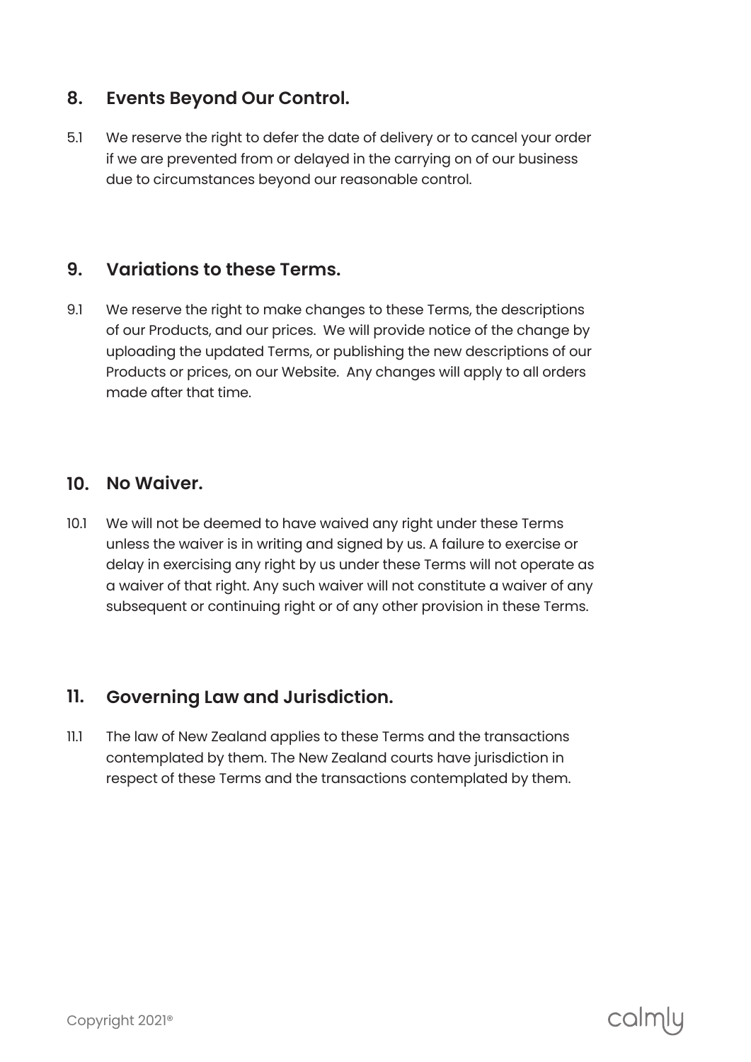## 8. Events Beyond Our Control.

5.1 We reserve the right to defer the date of delivery or to cancel your order if we are prevented from or delayed in the carrying on of our business due to circumstances beyond our reasonable control.

## 9. Variations to these Terms.

9.1 We reserve the right to make changes to these Terms, the descriptions of our Products, and our prices. We will provide notice of the change by uploading the updated Terms, or publishing the new descriptions of our Products or prices, on our Website. Any changes will apply to all orders made after that time.

## 10. No Waiver.

10.1 We will not be deemed to have waived any right under these Terms unless the waiver is in writing and signed by us. A failure to exercise or delay in exercising any right by us under these Terms will not operate as a waiver of that right. Any such waiver will not constitute a waiver of any subsequent or continuing right or of any other provision in these Terms.

## 11. Governing Law and Jurisdiction.

11.1 The law of New Zealand applies to these Terms and the transactions contemplated by them. The New Zealand courts have jurisdiction in respect of these Terms and the transactions contemplated by them.